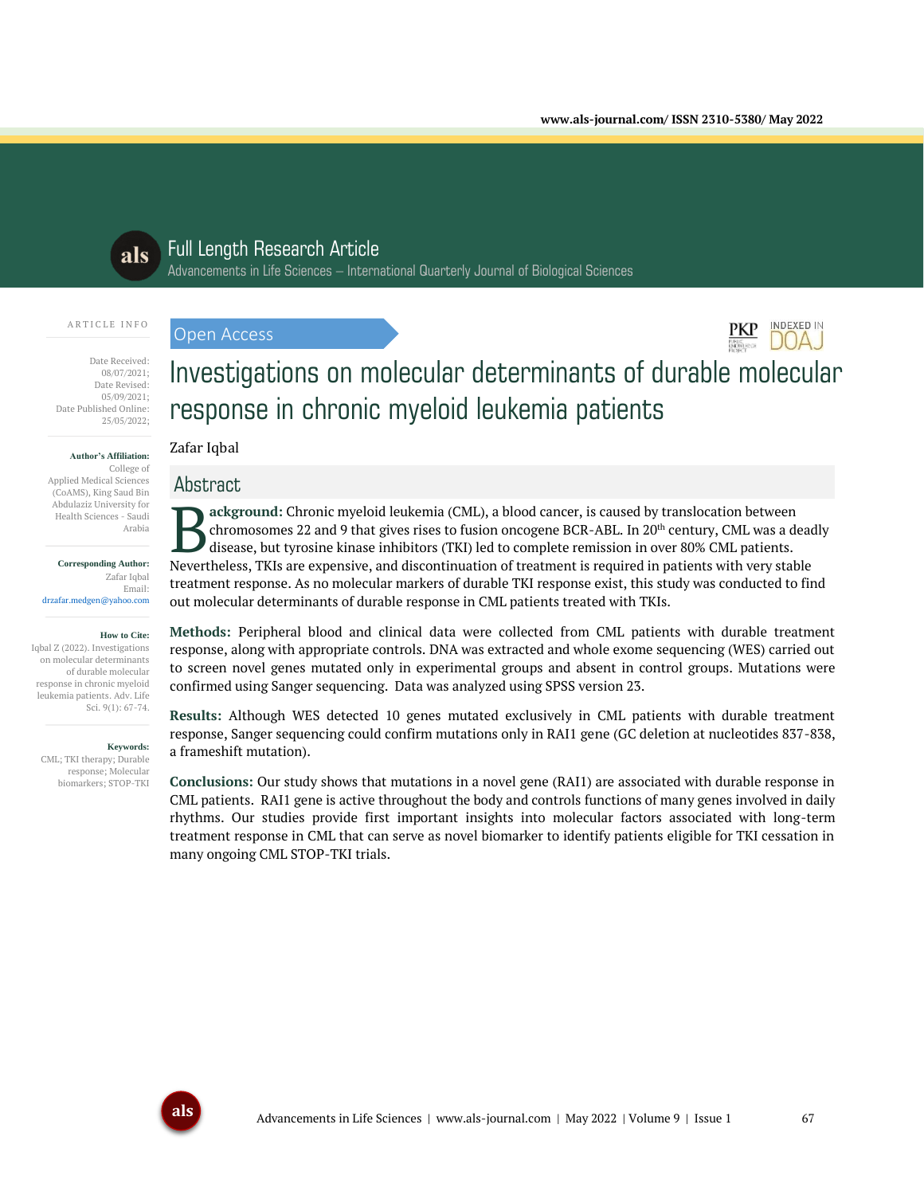Full Length Research Article

Advancements in Life Sciences – International Quarterly Journal of Biological Sciences

ARTICLE INFO

Date Received: 08/07/2021;
Date Revised: 05/09/2021;
Date Published Online: 25/05/2022;

**Author's Affiliation:**
College of Applied Medical Sciences (CoAMS), King Saud Bin Abdulaziz University for Health Sciences - Saudi Arabia

**Corresponding Author:**
Zafar Iqbal
Email:
drzafar.medgen@yahoo.com

**How to Cite:**
Iqbal Z (2022). Investigations on molecular determinants of durable molecular response in chronic myeloid leukemia patients. Adv. Life Sci. 9(1): 67-74.

**Keywords:**
CML; TKI therapy; Durable response; Molecular biomarkers; STOP-TKI

Open Access

# Investigations on molecular determinants of durable molecular response in chronic myeloid leukemia patients

Zafar Iqbal

## Abstract

**Background:** Chronic myeloid leukemia (CML), a blood cancer, is caused by translocation between chromosomes 22 and 9 that gives rises to fusion oncogene BCR-ABL. In 20$^{th}$ century, CML was a deadly disease, but tyrosine kinase inhibitors (TKI) led to complete remission in over 80% CML patients. Nevertheless, TKIs are expensive, and discontinuation of treatment is required in patients with very stable treatment response. As no molecular markers of durable TKI response exist, this study was conducted to find out molecular determinants of durable response in CML patients treated with TKIs.

**Methods:** Peripheral blood and clinical data were collected from CML patients with durable treatment response, along with appropriate controls. DNA was extracted and whole exome sequencing (WES) carried out to screen novel genes mutated only in experimental groups and absent in control groups. Mutations were confirmed using Sanger sequencing. Data was analyzed using SPSS version 23.

**Results:** Although WES detected 10 genes mutated exclusively in CML patients with durable treatment response, Sanger sequencing could confirm mutations only in RAI1 gene (GC deletion at nucleotides 837-838, a frameshift mutation).

**Conclusions:** Our study shows that mutations in a novel gene (RAI1) are associated with durable response in CML patients. RAI1 gene is active throughout the body and controls functions of many genes involved in daily rhythms. Our studies provide first important insights into molecular factors associated with long-term treatment response in CML that can serve as novel biomarker to identify patients eligible for TKI cessation in many ongoing CML STOP-TKI trials.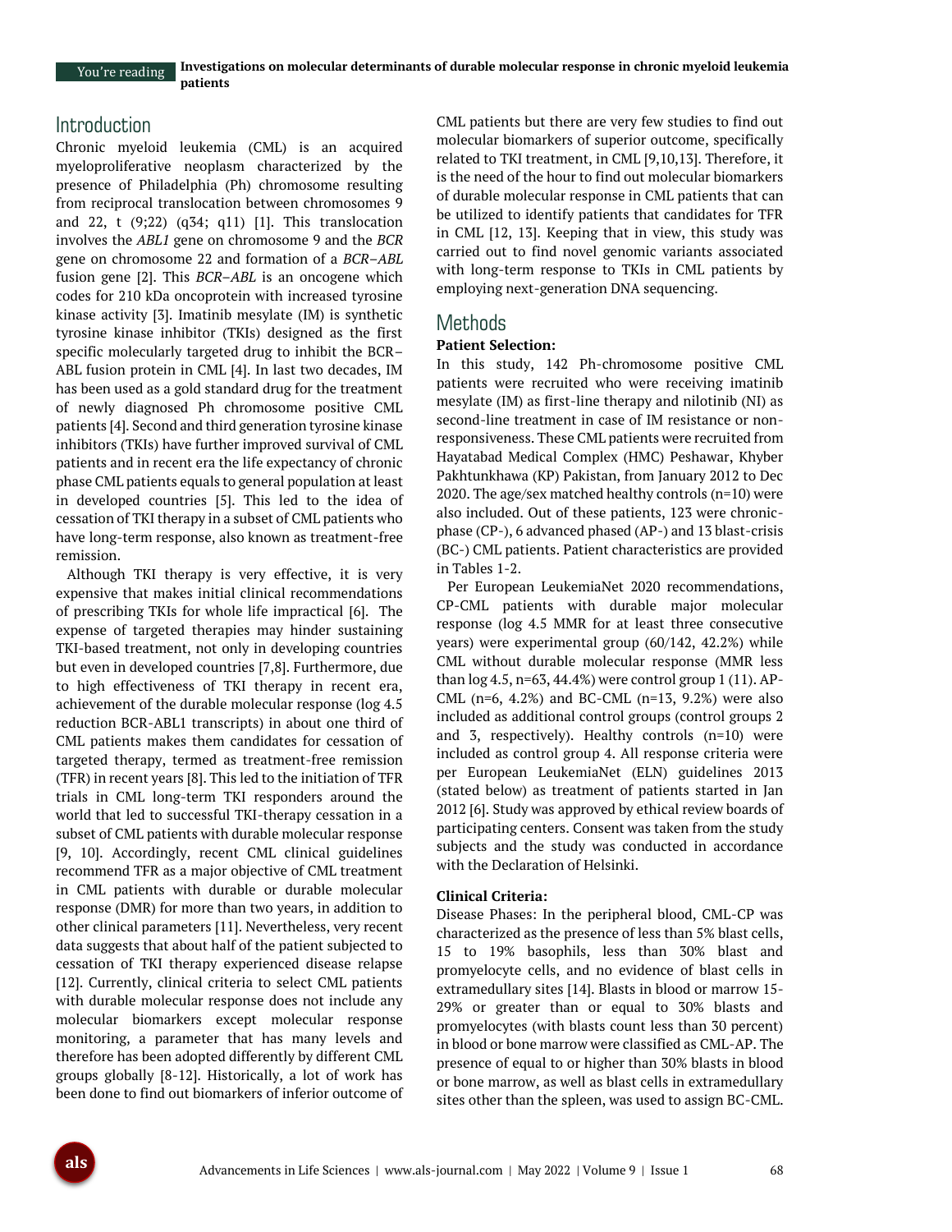## Introduction

Chronic myeloid leukemia (CML) is an acquired myeloproliferative neoplasm characterized by the presence of Philadelphia (Ph) chromosome resulting from reciprocal translocation between chromosomes 9 and 22, t (9;22) (q34; q11) [1]. This translocation involves the *ABL1* gene on chromosome 9 and the *BCR* gene on chromosome 22 and formation of a *BCR–ABL* fusion gene [2]. This *BCR–ABL* is an oncogene which codes for 210 kDa oncoprotein with increased tyrosine kinase activity [3]. Imatinib mesylate (IM) is synthetic tyrosine kinase inhibitor (TKIs) designed as the first specific molecularly targeted drug to inhibit the BCR–ABL fusion protein in CML [4]. In last two decades, IM has been used as a gold standard drug for the treatment of newly diagnosed Ph chromosome positive CML patients [4]. Second and third generation tyrosine kinase inhibitors (TKIs) have further improved survival of CML patients and in recent era the life expectancy of chronic phase CML patients equals to general population at least in developed countries [5]. This led to the idea of cessation of TKI therapy in a subset of CML patients who have long-term response, also known as treatment-free remission.

Although TKI therapy is very effective, it is very expensive that makes initial clinical recommendations of prescribing TKIs for whole life impractical [6]. The expense of targeted therapies may hinder sustaining TKI-based treatment, not only in developing countries but even in developed countries [7,8]. Furthermore, due to high effectiveness of TKI therapy in recent era, achievement of the durable molecular response (log 4.5 reduction BCR-ABL1 transcripts) in about one third of CML patients makes them candidates for cessation of targeted therapy, termed as treatment-free remission (TFR) in recent years [8]. This led to the initiation of TFR trials in CML long-term TKI responders around the world that led to successful TKI-therapy cessation in a subset of CML patients with durable molecular response [9, 10]. Accordingly, recent CML clinical guidelines recommend TFR as a major objective of CML treatment in CML patients with durable or durable molecular response (DMR) for more than two years, in addition to other clinical parameters [11]. Nevertheless, very recent data suggests that about half of the patient subjected to cessation of TKI therapy experienced disease relapse [12]. Currently, clinical criteria to select CML patients with durable molecular response does not include any molecular biomarkers except molecular response monitoring, a parameter that has many levels and therefore has been adopted differently by different CML groups globally [8-12]. Historically, a lot of work has been done to find out biomarkers of inferior outcome of CML patients but there are very few studies to find out molecular biomarkers of superior outcome, specifically related to TKI treatment, in CML [9,10,13]. Therefore, it is the need of the hour to find out molecular biomarkers of durable molecular response in CML patients that can be utilized to identify patients that candidates for TFR in CML [12, 13]. Keeping that in view, this study was carried out to find novel genomic variants associated with long-term response to TKIs in CML patients by employing next-generation DNA sequencing.

## Methods

### Patient Selection:

In this study, 142 Ph-chromosome positive CML patients were recruited who were receiving imatinib mesylate (IM) as first-line therapy and nilotinib (NI) as second-line treatment in case of IM resistance or non-responsiveness. These CML patients were recruited from Hayatabad Medical Complex (HMC) Peshawar, Khyber Pakhtunkhawa (KP) Pakistan, from January 2012 to Dec 2020. The age/sex matched healthy controls (n=10) were also included. Out of these patients, 123 were chronic-phase (CP-), 6 advanced phased (AP-) and 13 blast-crisis (BC-) CML patients. Patient characteristics are provided in Tables 1-2.

Per European LeukemiaNet 2020 recommendations, CP-CML patients with durable major molecular response (log 4.5 MMR for at least three consecutive years) were experimental group (60/142, 42.2%) while CML without durable molecular response (MMR less than log 4.5, n=63, 44.4%) were control group 1 (11). AP-CML (n=6, 4.2%) and BC-CML (n=13, 9.2%) were also included as additional control groups (control groups 2 and 3, respectively). Healthy controls (n=10) were included as control group 4. All response criteria were per European LeukemiaNet (ELN) guidelines 2013 (stated below) as treatment of patients started in Jan 2012 [6]. Study was approved by ethical review boards of participating centers. Consent was taken from the study subjects and the study was conducted in accordance with the Declaration of Helsinki.

### Clinical Criteria:

Disease Phases: In the peripheral blood, CML-CP was characterized as the presence of less than 5% blast cells, 15 to 19% basophils, less than 30% blast and promyelocyte cells, and no evidence of blast cells in extramedullary sites [14]. Blasts in blood or marrow 15-29% or greater than or equal to 30% blasts and promyelocytes (with blasts count less than 30 percent) in blood or bone marrow were classified as CML-AP. The presence of equal to or higher than 30% blasts in blood or bone marrow, as well as blast cells in extramedullary sites other than the spleen, was used to assign BC-CML.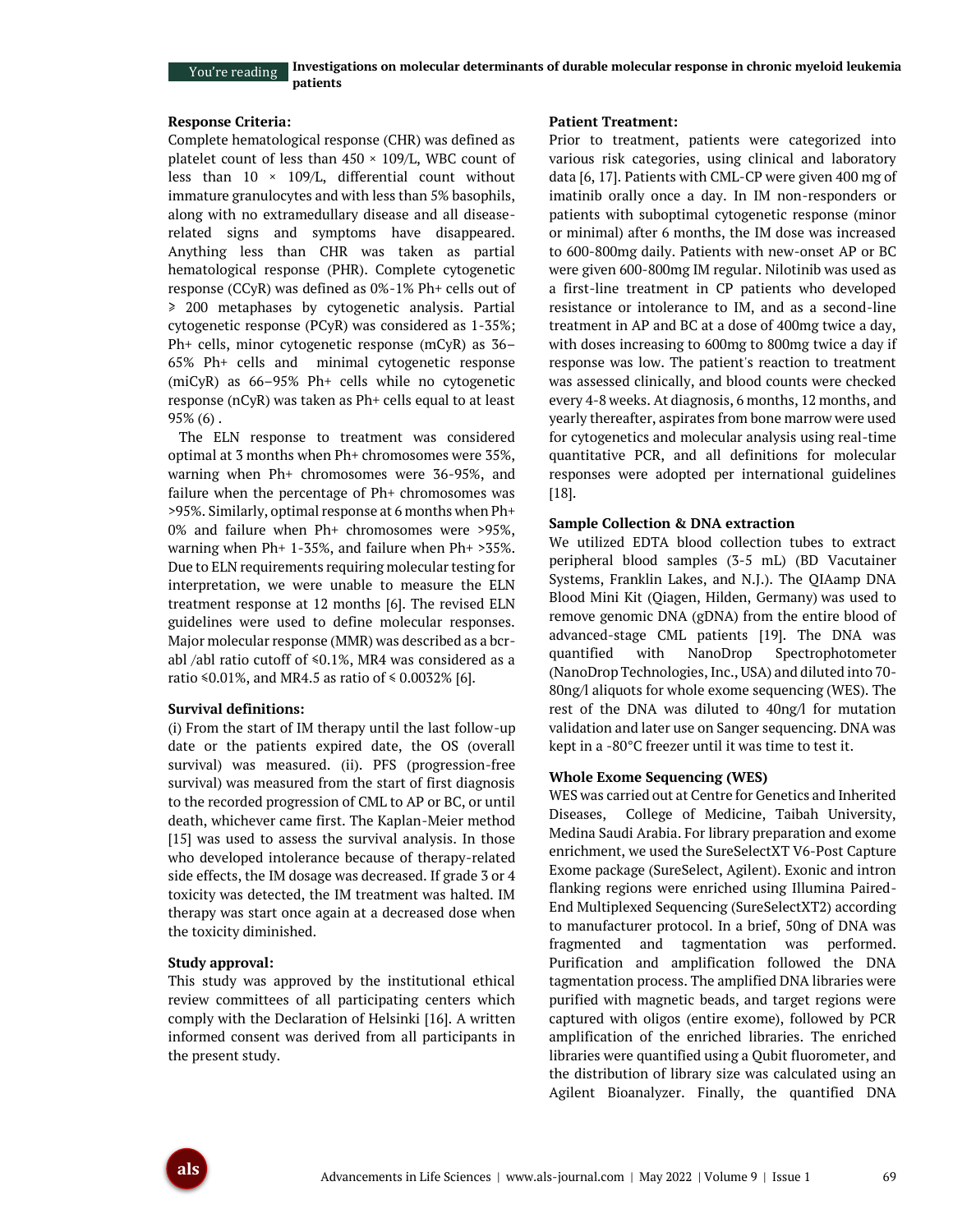### Response Criteria:

Complete hematological response (CHR) was defined as platelet count of less than 450 × 109/L, WBC count of less than 10 × 109/L, differential count without immature granulocytes and with less than 5% basophils, along with no extramedullary disease and all disease-related signs and symptoms have disappeared. Anything less than CHR was taken as partial hematological response (PHR). Complete cytogenetic response (CCyR) was defined as 0%-1% Ph+ cells out of ⩾ 200 metaphases by cytogenetic analysis. Partial cytogenetic response (PCyR) was considered as 1-35%; Ph+ cells, minor cytogenetic response (mCyR) as 36–65% Ph+ cells and minimal cytogenetic response (miCyR) as 66–95% Ph+ cells while no cytogenetic response (nCyR) was taken as Ph+ cells equal to at least 95% (6) .

The ELN response to treatment was considered optimal at 3 months when Ph+ chromosomes were 35%, warning when Ph+ chromosomes were 36-95%, and failure when the percentage of Ph+ chromosomes was >95%. Similarly, optimal response at 6 months when Ph+ 0% and failure when Ph+ chromosomes were >95%, warning when Ph+ 1-35%, and failure when Ph+ >35%. Due to ELN requirements requiring molecular testing for interpretation, we were unable to measure the ELN treatment response at 12 months [6]. The revised ELN guidelines were used to define molecular responses. Major molecular response (MMR) was described as a bcr-abl /abl ratio cutoff of ⩽0.1%, MR4 was considered as a ratio ⩽0.01%, and MR4.5 as ratio of ⩽ 0.0032% [6].

### Survival definitions:

(i) From the start of IM therapy until the last follow-up date or the patients expired date, the OS (overall survival) was measured. (ii). PFS (progression-free survival) was measured from the start of first diagnosis to the recorded progression of CML to AP or BC, or until death, whichever came first. The Kaplan-Meier method [15] was used to assess the survival analysis. In those who developed intolerance because of therapy-related side effects, the IM dosage was decreased. If grade 3 or 4 toxicity was detected, the IM treatment was halted. IM therapy was start once again at a decreased dose when the toxicity diminished.

### Study approval:

This study was approved by the institutional ethical review committees of all participating centers which comply with the Declaration of Helsinki [16]. A written informed consent was derived from all participants in the present study.

### Patient Treatment:

Prior to treatment, patients were categorized into various risk categories, using clinical and laboratory data [6, 17]. Patients with CML-CP were given 400 mg of imatinib orally once a day. In IM non-responders or patients with suboptimal cytogenetic response (minor or minimal) after 6 months, the IM dose was increased to 600-800mg daily. Patients with new-onset AP or BC were given 600-800mg IM regular. Nilotinib was used as a first-line treatment in CP patients who developed resistance or intolerance to IM, and as a second-line treatment in AP and BC at a dose of 400mg twice a day, with doses increasing to 600mg to 800mg twice a day if response was low. The patient's reaction to treatment was assessed clinically, and blood counts were checked every 4-8 weeks. At diagnosis, 6 months, 12 months, and yearly thereafter, aspirates from bone marrow were used for cytogenetics and molecular analysis using real-time quantitative PCR, and all definitions for molecular responses were adopted per international guidelines [18].

### Sample Collection & DNA extraction

We utilized EDTA blood collection tubes to extract peripheral blood samples (3-5 mL) (BD Vacutainer Systems, Franklin Lakes, and N.J.). The QIAamp DNA Blood Mini Kit (Qiagen, Hilden, Germany) was used to remove genomic DNA (gDNA) from the entire blood of advanced-stage CML patients [19]. The DNA was quantified with NanoDrop Spectrophotometer (NanoDrop Technologies, Inc., USA) and diluted into 70-80ng/l aliquots for whole exome sequencing (WES). The rest of the DNA was diluted to 40ng/l for mutation validation and later use on Sanger sequencing. DNA was kept in a -80°C freezer until it was time to test it.

### Whole Exome Sequencing (WES)

WES was carried out at Centre for Genetics and Inherited Diseases, College of Medicine, Taibah University, Medina Saudi Arabia. For library preparation and exome enrichment, we used the SureSelectXT V6-Post Capture Exome package (SureSelect, Agilent). Exonic and intron flanking regions were enriched using Illumina Paired-End Multiplexed Sequencing (SureSelectXT2) according to manufacturer protocol. In a brief, 50ng of DNA was fragmented and tagmentation was performed. Purification and amplification followed the DNA tagmentation process. The amplified DNA libraries were purified with magnetic beads, and target regions were captured with oligos (entire exome), followed by PCR amplification of the enriched libraries. The enriched libraries were quantified using a Qubit fluorometer, and the distribution of library size was calculated using an Agilent Bioanalyzer. Finally, the quantified DNA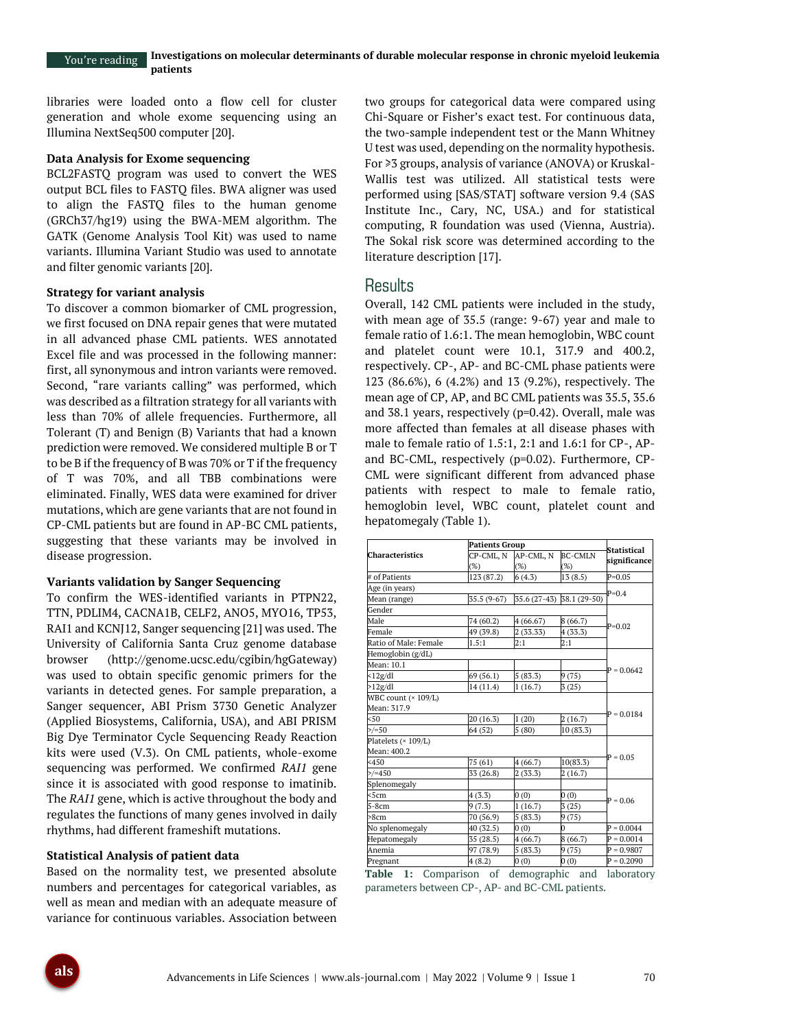libraries were loaded onto a flow cell for cluster generation and whole exome sequencing using an Illumina NextSeq500 computer [20].

### Data Analysis for Exome sequencing

BCL2FASTQ program was used to convert the WES output BCL files to FASTQ files. BWA aligner was used to align the FASTQ files to the human genome (GRCh37/hg19) using the BWA-MEM algorithm. The GATK (Genome Analysis Tool Kit) was used to name variants. Illumina Variant Studio was used to annotate and filter genomic variants [20].

### Strategy for variant analysis

To discover a common biomarker of CML progression, we first focused on DNA repair genes that were mutated in all advanced phase CML patients. WES annotated Excel file and was processed in the following manner: first, all synonymous and intron variants were removed. Second, "rare variants calling" was performed, which was described as a filtration strategy for all variants with less than 70% of allele frequencies. Furthermore, all Tolerant (T) and Benign (B) Variants that had a known prediction were removed. We considered multiple B or T to be B if the frequency of B was 70% or T if the frequency of T was 70%, and all TBB combinations were eliminated. Finally, WES data were examined for driver mutations, which are gene variants that are not found in CP-CML patients but are found in AP-BC CML patients, suggesting that these variants may be involved in disease progression.

### Variants validation by Sanger Sequencing

To confirm the WES-identified variants in PTPN22, TTN, PDLIM4, CACNA1B, CELF2, ANO5, MYO16, TP53, RAI1 and KCNJ12, Sanger sequencing [21] was used. The University of California Santa Cruz genome database browser (http://genome.ucsc.edu/cgibin/hgGateway) was used to obtain specific genomic primers for the variants in detected genes. For sample preparation, a Sanger sequencer, ABI Prism 3730 Genetic Analyzer (Applied Biosystems, California, USA), and ABI PRISM Big Dye Terminator Cycle Sequencing Ready Reaction kits were used (V.3). On CML patients, whole-exome sequencing was performed. We confirmed *RAI1* gene since it is associated with good response to imatinib. The *RAI1* gene, which is active throughout the body and regulates the functions of many genes involved in daily rhythms, had different frameshift mutations.

### Statistical Analysis of patient data

Based on the normality test, we presented absolute numbers and percentages for categorical variables, as well as mean and median with an adequate measure of variance for continuous variables. Association between two groups for categorical data were compared using Chi-Square or Fisher's exact test. For continuous data, the two-sample independent test or the Mann Whitney U test was used, depending on the normality hypothesis. For ⩾3 groups, analysis of variance (ANOVA) or Kruskal-Wallis test was utilized. All statistical tests were performed using [SAS/STAT] software version 9.4 (SAS Institute Inc., Cary, NC, USA.) and for statistical computing, R foundation was used (Vienna, Austria). The Sokal risk score was determined according to the literature description [17].

## Results

Overall, 142 CML patients were included in the study, with mean age of 35.5 (range: 9-67) year and male to female ratio of 1.6:1. The mean hemoglobin, WBC count and platelet count were 10.1, 317.9 and 400.2, respectively. CP-, AP- and BC-CML phase patients were 123 (86.6%), 6 (4.2%) and 13 (9.2%), respectively. The mean age of CP, AP, and BC CML patients was 35.5, 35.6 and 38.1 years, respectively (p=0.42). Overall, male was more affected than females at all disease phases with male to female ratio of 1.5:1, 2:1 and 1.6:1 for CP-, AP- and BC-CML, respectively (p=0.02). Furthermore, CP-CML were significant different from advanced phase patients with respect to male to female ratio, hemoglobin level, WBC count, platelet count and hepatomegaly (Table 1).

| Characteristics | Patients Group | | | Statistical significance |
|---|---|---|---|---|
| | CP-CML, N (%) | AP-CML, N (%) | BC-CMLN (%) | |
| # of Patients | 123 (87.2) | 6 (4.3) | 13 (8.5) | P=0.05 |
| Age (in years) | | | | P=0.4 |
| Mean (range) | 35.5 (9-67) | 35.6 (27-43) | 38.1 (29-50) | |
| Gender | | | | P=0.02 |
| Male | 74 (60.2) | 4 (66.67) | 8 (66.7) | |
| Female | 49 (39.8) | 2 (33.33) | 4 (33.3) | |
| Ratio of Male: Female | 1.5:1 | 2:1 | 2:1 | |
| Hemoglobin (g/dL) | | | | P = 0.0642 |
| Mean: 10.1 | | | | |
| <12g/dl | 69 (56.1) | 5 (83.3) | 9 (75) | |
| >12g/dl | 14 (11.4) | 1 (16.7) | 3 (25) | |
| WBC count (× 109/L) Mean: 317.9 | | | | P = 0.0184 |
| <50 | 20 (16.3) | 1 (20) | 2 (16.7) | |
| >/=50 | 64 (52) | 5 (80) | 10 (83.3) | |
| Platelets (× 109/L) Mean: 400.2 | | | | P = 0.05 |
| <450 | 75 (61) | 4 (66.7) | 10(83.3) | |
| >/=450 | 33 (26.8) | 2 (33.3) | 2 (16.7) | |
| Splenomegaly | | | | P = 0.06 |
| <5cm | 4 (3.3) | 0 (0) | 0 (0) | |
| 5-8cm | 9 (7.3) | 1 (16.7) | 3 (25) | |
| >8cm | 70 (56.9) | 5 (83.3) | 9 (75) | |
| No splenomegaly | 40 (32.5) | 0 (0) | 0 | P = 0.0044 |
| Hepatomegaly | 35 (28.5) | 4 (66.7) | 8 (66.7) | P = 0.0014 |
| Anemia | 97 (78.9) | 5 (83.3) | 9 (75) | P = 0.9807 |
| Pregnant | 4 (8.2) | 0 (0) | 0 (0) | P = 0.2090 |

**Table 1:** Comparison of demographic and laboratory parameters between CP-, AP- and BC-CML patients.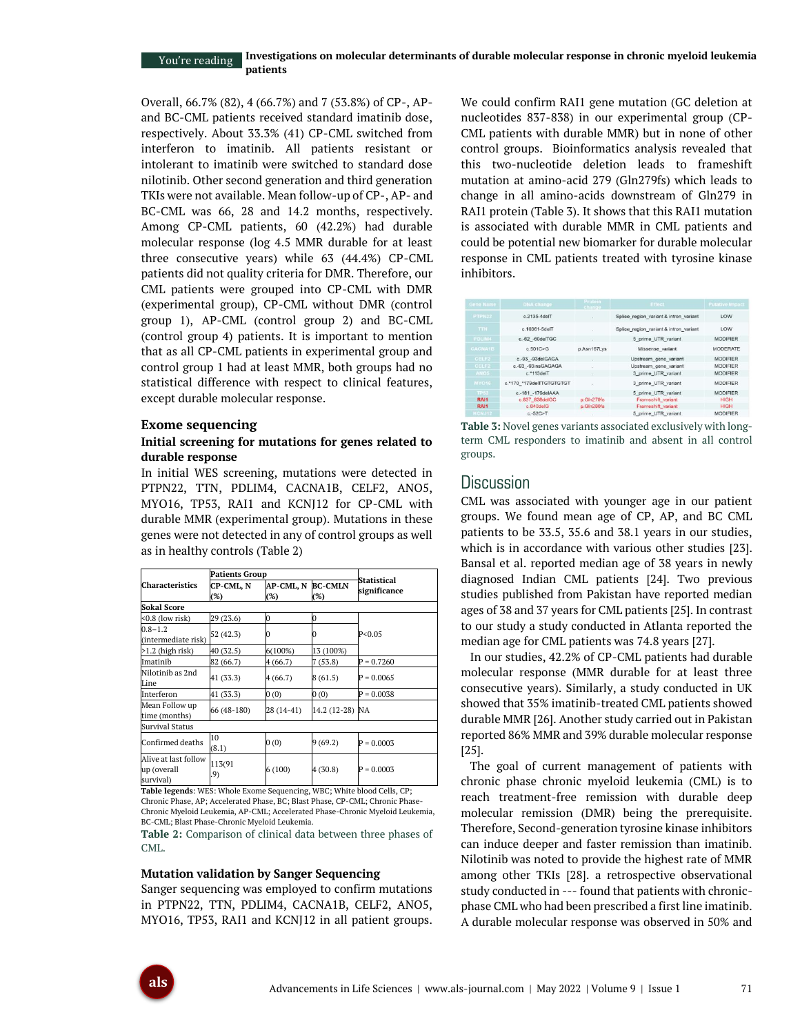Overall, 66.7% (82), 4 (66.7%) and 7 (53.8%) of CP-, AP- and BC-CML patients received standard imatinib dose, respectively. About 33.3% (41) CP-CML switched from interferon to imatinib. All patients resistant or intolerant to imatinib were switched to standard dose nilotinib. Other second generation and third generation TKIs were not available. Mean follow-up of CP-, AP- and BC-CML was 66, 28 and 14.2 months, respectively. Among CP-CML patients, 60 (42.2%) had durable molecular response (log 4.5 MMR durable for at least three consecutive years) while 63 (44.4%) CP-CML patients did not quality criteria for DMR. Therefore, our CML patients were grouped into CP-CML with DMR (experimental group), CP-CML without DMR (control group 1), AP-CML (control group 2) and BC-CML (control group 4) patients. It is important to mention that as all CP-CML patients in experimental group and control group 1 had at least MMR, both groups had no statistical difference with respect to clinical features, except durable molecular response.

## Exome sequencing

### Initial screening for mutations for genes related to durable response

In initial WES screening, mutations were detected in PTPN22, TTN, PDLIM4, CACNA1B, CELF2, ANO5, MYO16, TP53, RAI1 and KCNJ12 for CP-CML with durable MMR (experimental group). Mutations in these genes were not detected in any of control groups as well as in healthy controls (Table 2)

| Characteristics | Patients Group | | | Statistical significance |
|---|---|---|---|---|
| | CP-CML, N (%) | AP-CML, N (%) | BC-CMLN (%) | |
| **Sokal Score** | | | | |
| <0.8 (low risk) | 29 (23.6) | 0 | 0 | P<0.05 |
| 0.8–1.2 (intermediate risk) | 52 (42.3) | 0 | 0 | |
| >1.2 (high risk) | 40 (32.5) | 6(100%) | 13 (100%) | |
| Imatinib | 82 (66.7) | 4 (66.7) | 7 (53.8) | P = 0.7260 |
| Nilotinib as 2nd Line | 41 (33.3) | 4 (66.7) | 8 (61.5) | P = 0.0065 |
| Interferon | 41 (33.3) | 0 (0) | 0 (0) | P = 0.0038 |
| Mean Follow up time (months) | 66 (48-180) | 28 (14-41) | 14.2 (12-28) | NA |
| Survival Status | | | | |
| Confirmed deaths | 10 (8.1) | 0 (0) | 9 (69.2) | P = 0.0003 |
| Alive at last follow up (overall survival) | 113(91.9) | 6 (100) | 4 (30.8) | P = 0.0003 |

**Table legends**: WES: Whole Exome Sequencing, WBC; White blood Cells, CP; Chronic Phase, AP; Accelerated Phase, BC; Blast Phase, CP-CML; Chronic Phase-Chronic Myeloid Leukemia, AP-CML; Accelerated Phase-Chronic Myeloid Leukemia, BC-CML; Blast Phase-Chronic Myeloid Leukemia.

**Table 2:** Comparison of clinical data between three phases of CML.

### Mutation validation by Sanger Sequencing

Sanger sequencing was employed to confirm mutations in PTPN22, TTN, PDLIM4, CACNA1B, CELF2, ANO5, MYO16, TP53, RAI1 and KCNJ12 in all patient groups. We could confirm RAI1 gene mutation (GC deletion at nucleotides 837-838) in our experimental group (CP-CML patients with durable MMR) but in none of other control groups. Bioinformatics analysis revealed that this two-nucleotide deletion leads to frameshift mutation at amino-acid 279 (Gln279fs) which leads to change in all amino-acids downstream of Gln279 in RAI1 protein (Table 3). It shows that this RAI1 mutation is associated with durable MMR in CML patients and could be potential new biomarker for durable molecular response in CML patients treated with tyrosine kinase inhibitors.

| Gene Name | DNA change | Protein change | Effect | Putative impact |
|---|---|---|---|---|
| PTPN22 | c.2135-4delT | . | Splice_region_variant & intron_variant | LOW |
| TTN | c.10361-5delT | . | Splice_region_variant & intron_variant | LOW |
| PDLIM4 | c.-62_-60delTGC | . | 5_prime_UTR_variant | MODIFIER |
| CACNA1B | c.501C>G | p.Asn167Lys | Missense_variant | MODERATE |
| CELF2 | c.-93_-93delGAGA | . | Upstream_gene_variant | MODIFIER |
| CELF2 | c.-93_-93insGAGAGA | . | Upstream_gene_variant | MODIFIER |
| ANO5 | c.*113delT | . | 3_prime_UTR_variant | MODIFIER |
| MYO16 | c.*170_*179delTTGTGTGTGT | . | 3_prime_UTR_variant | MODIFIER |
| TP53 | c.-181_-176delAAA | . | 5_prime_UTR_variant | MODIFIER |
| RAI1 | c.837_838delGC | p.Gln279fs | Frameshift_variant | HIGH |
| RAI1 | c.840delG | p.Gln280fs | Frameshift_variant | HIGH |
| KCNJ12 | c.-52C>T | . | 5_prime_UTR_variant | MODIFIER |

**Table 3:** Novel genes variants associated exclusively with long-term CML responders to imatinib and absent in all control groups.

## Discussion

CML was associated with younger age in our patient groups. We found mean age of CP, AP, and BC CML patients to be 33.5, 35.6 and 38.1 years in our studies, which is in accordance with various other studies [23]. Bansal et al. reported median age of 38 years in newly diagnosed Indian CML patients [24]. Two previous studies published from Pakistan have reported median ages of 38 and 37 years for CML patients [25]. In contrast to our study a study conducted in Atlanta reported the median age for CML patients was 74.8 years [27].

In our studies, 42.2% of CP-CML patients had durable molecular response (MMR durable for at least three consecutive years). Similarly, a study conducted in UK showed that 35% imatinib-treated CML patients showed durable MMR [26]. Another study carried out in Pakistan reported 86% MMR and 39% durable molecular response [25].

The goal of current management of patients with chronic phase chronic myeloid leukemia (CML) is to reach treatment-free remission with durable deep molecular remission (DMR) being the prerequisite. Therefore, Second-generation tyrosine kinase inhibitors can induce deeper and faster remission than imatinib. Nilotinib was noted to provide the highest rate of MMR among other TKIs [28]. a retrospective observational study conducted in --- found that patients with chronic-phase CML who had been prescribed a first line imatinib. A durable molecular response was observed in 50% and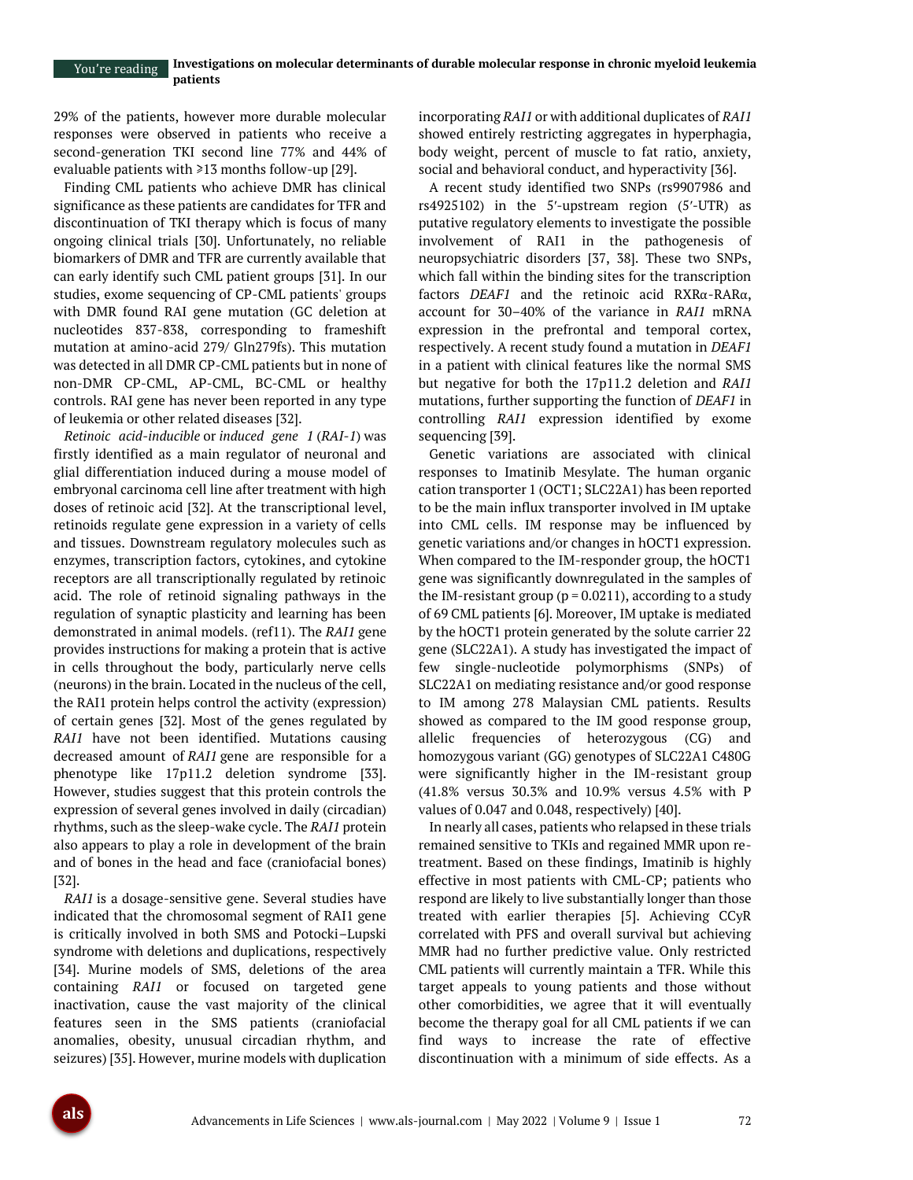29% of the patients, however more durable molecular responses were observed in patients who receive a second-generation TKI second line 77% and 44% of evaluable patients with ⩾13 months follow-up [29].

Finding CML patients who achieve DMR has clinical significance as these patients are candidates for TFR and discontinuation of TKI therapy which is focus of many ongoing clinical trials [30]. Unfortunately, no reliable biomarkers of DMR and TFR are currently available that can early identify such CML patient groups [31]. In our studies, exome sequencing of CP-CML patients' groups with DMR found RAI gene mutation (GC deletion at nucleotides 837-838, corresponding to frameshift mutation at amino-acid 279/ Gln279fs). This mutation was detected in all DMR CP-CML patients but in none of non-DMR CP-CML, AP-CML, BC-CML or healthy controls. RAI gene has never been reported in any type of leukemia or other related diseases [32].

*Retinoic acid-inducible* or *induced gene 1* (*RAI-1*) was firstly identified as a main regulator of neuronal and glial differentiation induced during a mouse model of embryonal carcinoma cell line after treatment with high doses of retinoic acid [32]. At the transcriptional level, retinoids regulate gene expression in a variety of cells and tissues. Downstream regulatory molecules such as enzymes, transcription factors, cytokines, and cytokine receptors are all transcriptionally regulated by retinoic acid. The role of retinoid signaling pathways in the regulation of synaptic plasticity and learning has been demonstrated in animal models. (ref11). The *RAI1* gene provides instructions for making a protein that is active in cells throughout the body, particularly nerve cells (neurons) in the brain. Located in the nucleus of the cell, the RAI1 protein helps control the activity (expression) of certain genes [32]. Most of the genes regulated by *RAI1* have not been identified. Mutations causing decreased amount of *RAI1* gene are responsible for a phenotype like 17p11.2 deletion syndrome [33]. However, studies suggest that this protein controls the expression of several genes involved in daily (circadian) rhythms, such as the sleep-wake cycle. The *RAI1* protein also appears to play a role in development of the brain and of bones in the head and face (craniofacial bones) [32].

*RAI1* is a dosage-sensitive gene. Several studies have indicated that the chromosomal segment of RAI1 gene is critically involved in both SMS and Potocki–Lupski syndrome with deletions and duplications, respectively [34]. Murine models of SMS, deletions of the area containing *RAI1* or focused on targeted gene inactivation, cause the vast majority of the clinical features seen in the SMS patients (craniofacial anomalies, obesity, unusual circadian rhythm, and seizures) [35]. However, murine models with duplication incorporating *RAI1* or with additional duplicates of *RAI1* showed entirely restricting aggregates in hyperphagia, body weight, percent of muscle to fat ratio, anxiety, social and behavioral conduct, and hyperactivity [36].

A recent study identified two SNPs (rs9907986 and rs4925102) in the 5′-upstream region (5′-UTR) as putative regulatory elements to investigate the possible involvement of RAI1 in the pathogenesis of neuropsychiatric disorders [37, 38]. These two SNPs, which fall within the binding sites for the transcription factors *DEAF1* and the retinoic acid RXRα-RARα, account for 30–40% of the variance in *RAI1* mRNA expression in the prefrontal and temporal cortex, respectively. A recent study found a mutation in *DEAF1* in a patient with clinical features like the normal SMS but negative for both the 17p11.2 deletion and *RAI1* mutations, further supporting the function of *DEAF1* in controlling *RAI1* expression identified by exome sequencing [39].

Genetic variations are associated with clinical responses to Imatinib Mesylate. The human organic cation transporter 1 (OCT1; SLC22A1) has been reported to be the main influx transporter involved in IM uptake into CML cells. IM response may be influenced by genetic variations and/or changes in hOCT1 expression. When compared to the IM-responder group, the hOCT1 gene was significantly downregulated in the samples of the IM-resistant group ($p = 0.0211$), according to a study of 69 CML patients [6]. Moreover, IM uptake is mediated by the hOCT1 protein generated by the solute carrier 22 gene (SLC22A1). A study has investigated the impact of few single-nucleotide polymorphisms (SNPs) of SLC22A1 on mediating resistance and/or good response to IM among 278 Malaysian CML patients. Results showed as compared to the IM good response group, allelic frequencies of heterozygous (CG) and homozygous variant (GG) genotypes of SLC22A1 C480G were significantly higher in the IM-resistant group (41.8% versus 30.3% and 10.9% versus 4.5% with P values of 0.047 and 0.048, respectively) [40].

In nearly all cases, patients who relapsed in these trials remained sensitive to TKIs and regained MMR upon re-treatment. Based on these findings, Imatinib is highly effective in most patients with CML-CP; patients who respond are likely to live substantially longer than those treated with earlier therapies [5]. Achieving CCyR correlated with PFS and overall survival but achieving MMR had no further predictive value. Only restricted CML patients will currently maintain a TFR. While this target appeals to young patients and those without other comorbidities, we agree that it will eventually become the therapy goal for all CML patients if we can find ways to increase the rate of effective discontinuation with a minimum of side effects. As a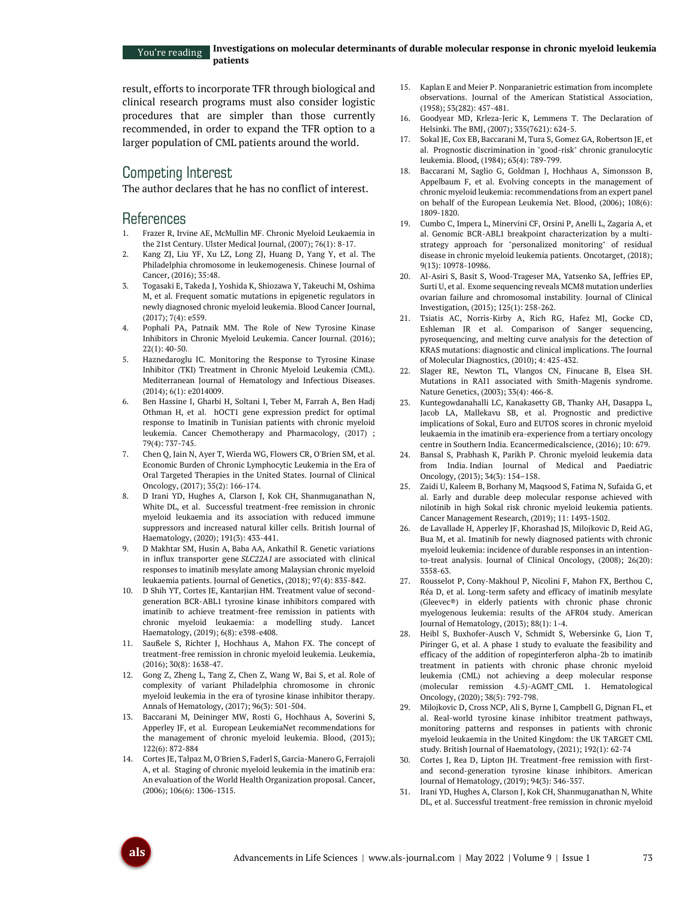result, efforts to incorporate TFR through biological and clinical research programs must also consider logistic procedures that are simpler than those currently recommended, in order to expand the TFR option to a larger population of CML patients around the world.

## Competing Interest

The author declares that he has no conflict of interest.

## References

1. Frazer R, Irvine AE, McMullin MF. Chronic Myeloid Leukaemia in the 21st Century. Ulster Medical Journal, (2007); 76(1): 8-17.
2. Kang ZJ, Liu YF, Xu LZ, Long ZJ, Huang D, Yang Y, et al. The Philadelphia chromosome in leukemogenesis. Chinese Journal of Cancer, (2016); 35:48.
3. Togasaki E, Takeda J, Yoshida K, Shiozawa Y, Takeuchi M, Oshima M, et al. Frequent somatic mutations in epigenetic regulators in newly diagnosed chronic myeloid leukemia. Blood Cancer Journal, (2017); 7(4): e559.
4. Pophali PA, Patnaik MM. The Role of New Tyrosine Kinase Inhibitors in Chronic Myeloid Leukemia. Cancer Journal. (2016); 22(1): 40-50.
5. Haznedaroglu IC. Monitoring the Response to Tyrosine Kinase Inhibitor (TKI) Treatment in Chronic Myeloid Leukemia (CML). Mediterranean Journal of Hematology and Infectious Diseases. (2014); 6(1): e2014009.
6. Ben Hassine I, Gharbi H, Soltani I, Teber M, Farrah A, Ben Hadj Othman H, et al. hOCT1 gene expression predict for optimal response to Imatinib in Tunisian patients with chronic myeloid leukemia. Cancer Chemotherapy and Pharmacology, (2017) ; 79(4): 737-745.
7. Chen Q, Jain N, Ayer T, Wierda WG, Flowers CR, O'Brien SM, et al. Economic Burden of Chronic Lymphocytic Leukemia in the Era of Oral Targeted Therapies in the United States. Journal of Clinical Oncology, (2017); 35(2): 166-174.
8. D Irani YD, Hughes A, Clarson J, Kok CH, Shanmuganathan N, White DL, et al. Successful treatment-free remission in chronic myeloid leukaemia and its association with reduced immune suppressors and increased natural killer cells. British Journal of Haematology, (2020); 191(3): 433-441.
9. D Makhtar SM, Husin A, Baba AA, Ankathil R. Genetic variations in influx transporter gene *SLC22A1* are associated with clinical responses to imatinib mesylate among Malaysian chronic myeloid leukaemia patients. Journal of Genetics, (2018); 97(4): 835-842.
10. D Shih YT, Cortes JE, Kantarjian HM. Treatment value of second-generation BCR-ABL1 tyrosine kinase inhibitors compared with imatinib to achieve treatment-free remission in patients with chronic myeloid leukaemia: a modelling study. Lancet Haematology, (2019); 6(8): e398-e408.
11. Saußele S, Richter J, Hochhaus A, Mahon FX. The concept of treatment-free remission in chronic myeloid leukemia. Leukemia, (2016); 30(8): 1638-47.
12. Gong Z, Zheng L, Tang Z, Chen Z, Wang W, Bai S, et al. Role of complexity of variant Philadelphia chromosome in chronic myeloid leukemia in the era of tyrosine kinase inhibitor therapy. Annals of Hematology, (2017); 96(3): 501-504.
13. Baccarani M, Deininger MW, Rosti G, Hochhaus A, Soverini S, Apperley JF, et al. European LeukemiaNet recommendations for the management of chronic myeloid leukemia. Blood, (2013); 122(6): 872-884
14. Cortes JE, Talpaz M, O'Brien S, Faderl S, Garcia-Manero G, Ferrajoli A, et al. Staging of chronic myeloid leukemia in the imatinib era: An evaluation of the World Health Organization proposal. Cancer, (2006); 106(6): 1306-1315.
15. Kaplan E and Meier P. Nonparanietric estimation from incomplete observations. Journal of the American Statistical Association, (1958); 53(282): 457-481.
16. Goodyear MD, Krleza-Jeric K, Lemmens T. The Declaration of Helsinki. The BMJ, (2007); 335(7621): 624-5.
17. Sokal JE, Cox EB, Baccarani M, Tura S, Gomez GA, Robertson JE, et al. Prognostic discrimination in "good-risk" chronic granulocytic leukemia. Blood, (1984); 63(4): 789-799.
18. Baccarani M, Saglio G, Goldman J, Hochhaus A, Simonsson B, Appelbaum F, et al. Evolving concepts in the management of chronic myeloid leukemia: recommendations from an expert panel on behalf of the European Leukemia Net. Blood, (2006); 108(6): 1809-1820.
19. Cumbo C, Impera L, Minervini CF, Orsini P, Anelli L, Zagaria A, et al. Genomic BCR-ABL1 breakpoint characterization by a multi-strategy approach for "personalized monitoring" of residual disease in chronic myeloid leukemia patients. Oncotarget, (2018); 9(13): 10978-10986.
20. Al-Asiri S, Basit S, Wood-Trageser MA, Yatsenko SA, Jeffries EP, Surti U, et al. Exome sequencing reveals MCM8 mutation underlies ovarian failure and chromosomal instability. Journal of Clinical Investigation, (2015); 125(1): 258-262.
21. Tsiatis AC, Norris-Kirby A, Rich RG, Hafez MJ, Gocke CD, Eshleman JR et al. Comparison of Sanger sequencing, pyrosequencing, and melting curve analysis for the detection of KRAS mutations: diagnostic and clinical implications. The Journal of Molecular Diagnostics, (2010); 4: 425-432.
22. Slager RE, Newton TL, Vlangos CN, Finucane B, Elsea SH. Mutations in RAI1 associated with Smith-Magenis syndrome. Nature Genetics, (2003); 33(4): 466-8.
23. Kuntegowdanahalli LC, Kanakasetty GB, Thanky AH, Dasappa L, Jacob LA, Mallekavu SB, et al. Prognostic and predictive implications of Sokal, Euro and EUTOS scores in chronic myeloid leukaemia in the imatinib era-experience from a tertiary oncology centre in Southern India. Ecancermedicalscience, (2016); 10: 679.
24. Bansal S, Prabhash K, Parikh P. Chronic myeloid leukemia data from India. Indian Journal of Medical and Paediatric Oncology, (2013); 34(3): 154–158.
25. Zaidi U, Kaleem B, Borhany M, Maqsood S, Fatima N, Sufaida G, et al. Early and durable deep molecular response achieved with nilotinib in high Sokal risk chronic myeloid leukemia patients. Cancer Management Research, (2019); 11: 1493-1502.
26. de Lavallade H, Apperley JF, Khorashad JS, Milojkovic D, Reid AG, Bua M, et al. Imatinib for newly diagnosed patients with chronic myeloid leukemia: incidence of durable responses in an intention-to-treat analysis. Journal of Clinical Oncology, (2008); 26(20): 3358-63.
27. Rousselot P, Cony-Makhoul P, Nicolini F, Mahon FX, Berthou C, Réa D, et al. Long-term safety and efficacy of imatinib mesylate (Gleevec®) in elderly patients with chronic phase chronic myelogenous leukemia: results of the AFR04 study. American Journal of Hematology, (2013); 88(1): 1-4.
28. Heibl S, Buxhofer-Ausch V, Schmidt S, Webersinke G, Lion T, Piringer G, et al. A phase 1 study to evaluate the feasibility and efficacy of the addition of ropeginterferon alpha-2b to imatinib treatment in patients with chronic phase chronic myeloid leukemia (CML) not achieving a deep molecular response (molecular remission 4.5)-AGMT_CML 1. Hematological Oncology, (2020); 38(5): 792-798.
29. Milojkovic D, Cross NCP, Ali S, Byrne J, Campbell G, Dignan FL, et al. Real-world tyrosine kinase inhibitor treatment pathways, monitoring patterns and responses in patients with chronic myeloid leukaemia in the United Kingdom: the UK TARGET CML study. British Journal of Haematology, (2021); 192(1): 62-74
30. Cortes J, Rea D, Lipton JH. Treatment-free remission with first- and second-generation tyrosine kinase inhibitors. American Journal of Hematology, (2019); 94(3): 346-357.
31. Irani YD, Hughes A, Clarson J, Kok CH, Shanmuganathan N, White DL, et al. Successful treatment-free remission in chronic myeloid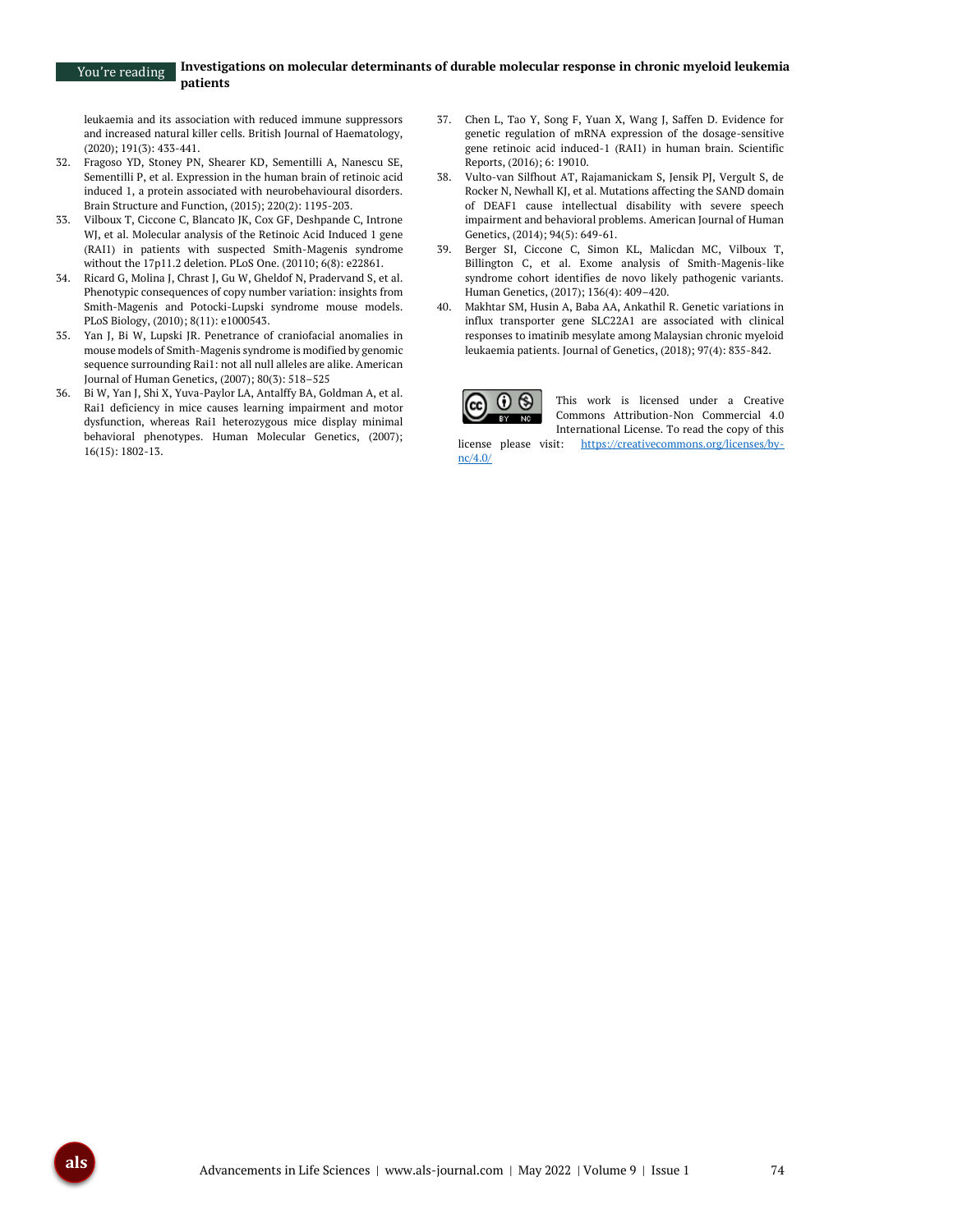leukaemia and its association with reduced immune suppressors and increased natural killer cells. British Journal of Haematology, (2020); 191(3): 433-441.

32. Fragoso YD, Stoney PN, Shearer KD, Sementilli A, Nanescu SE, Sementilli P, et al. Expression in the human brain of retinoic acid induced 1, a protein associated with neurobehavioural disorders. Brain Structure and Function, (2015); 220(2): 1195-203.
33. Vilboux T, Ciccone C, Blancato JK, Cox GF, Deshpande C, Introne WJ, et al. Molecular analysis of the Retinoic Acid Induced 1 gene (RAI1) in patients with suspected Smith-Magenis syndrome without the 17p11.2 deletion. PLoS One. (20110; 6(8): e22861.
34. Ricard G, Molina J, Chrast J, Gu W, Gheldof N, Pradervand S, et al. Phenotypic consequences of copy number variation: insights from Smith-Magenis and Potocki-Lupski syndrome mouse models. PLoS Biology, (2010); 8(11): e1000543.
35. Yan J, Bi W, Lupski JR. Penetrance of craniofacial anomalies in mouse models of Smith-Magenis syndrome is modified by genomic sequence surrounding Rai1: not all null alleles are alike. American Journal of Human Genetics, (2007); 80(3): 518–525
36. Bi W, Yan J, Shi X, Yuva-Paylor LA, Antalffy BA, Goldman A, et al. Rai1 deficiency in mice causes learning impairment and motor dysfunction, whereas Rai1 heterozygous mice display minimal behavioral phenotypes. Human Molecular Genetics, (2007); 16(15): 1802-13.
37. Chen L, Tao Y, Song F, Yuan X, Wang J, Saffen D. Evidence for genetic regulation of mRNA expression of the dosage-sensitive gene retinoic acid induced-1 (RAI1) in human brain. Scientific Reports, (2016); 6: 19010.
38. Vulto-van Silfhout AT, Rajamanickam S, Jensik PJ, Vergult S, de Rocker N, Newhall KJ, et al. Mutations affecting the SAND domain of DEAF1 cause intellectual disability with severe speech impairment and behavioral problems. American Journal of Human Genetics, (2014); 94(5): 649-61.
39. Berger SI, Ciccone C, Simon KL, Malicdan MC, Vilboux T, Billington C, et al. Exome analysis of Smith-Magenis-like syndrome cohort identifies de novo likely pathogenic variants. Human Genetics, (2017); 136(4): 409–420.
40. Makhtar SM, Husin A, Baba AA, Ankathil R. Genetic variations in influx transporter gene SLC22A1 are associated with clinical responses to imatinib mesylate among Malaysian chronic myeloid leukaemia patients. Journal of Genetics, (2018); 97(4): 835-842.

This work is licensed under a Creative Commons Attribution-Non Commercial 4.0 International License. To read the copy of this license please visit: https://creativecommons.org/licenses/by-nc/4.0/